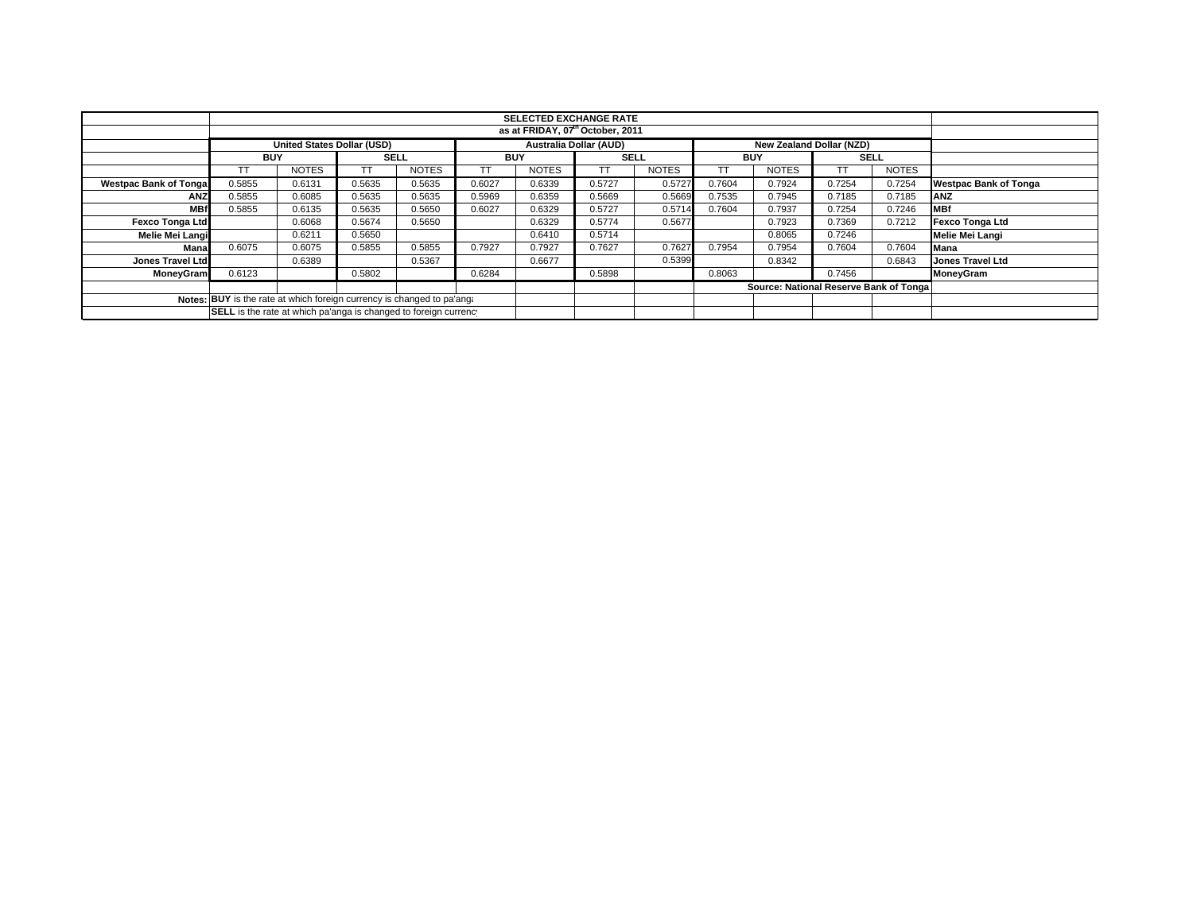| | SELECTED EXCHANGE RATE | | | | | | | | | | | | |
|---|---|---|---|---|---|---|---|---|---|---|---|---|---|
| | as at FRIDAY, 07th October, 2011 | | | | | | | | | | | | |
| | United States Dollar (USD) | | | | Australia Dollar (AUD) | | | | New Zealand Dollar (NZD) | | | | |
| | BUY | | SELL | | BUY | | SELL | | BUY | | SELL | | |
| | TT | NOTES | TT | NOTES | TT | NOTES | TT | NOTES | TT | NOTES | TT | NOTES | |
| **Westpac Bank of Tonga** | 0.5855 | 0.6131 | 0.5635 | 0.5635 | 0.6027 | 0.6339 | 0.5727 | 0.5727 | 0.7604 | 0.7924 | 0.7254 | 0.7254 | **Westpac Bank of Tonga** |
| **ANZ** | 0.5855 | 0.6085 | 0.5635 | 0.5635 | 0.5969 | 0.6359 | 0.5669 | 0.5669 | 0.7535 | 0.7945 | 0.7185 | 0.7185 | **ANZ** |
| **MBf** | 0.5855 | 0.6135 | 0.5635 | 0.5650 | 0.6027 | 0.6329 | 0.5727 | 0.5714 | 0.7604 | 0.7937 | 0.7254 | 0.7246 | **MBf** |
| **Fexco Tonga Ltd** | | 0.6068 | 0.5674 | 0.5650 | | 0.6329 | 0.5774 | 0.5677 | | 0.7923 | 0.7369 | 0.7212 | **Fexco Tonga Ltd** |
| **Melie Mei Langi** | | 0.6211 | 0.5650 | | | 0.6410 | 0.5714 | | | 0.8065 | 0.7246 | | **Melie Mei Langi** |
| **Mana** | 0.6075 | 0.6075 | 0.5855 | 0.5855 | 0.7927 | 0.7927 | 0.7627 | 0.7627 | 0.7954 | 0.7954 | 0.7604 | 0.7604 | **Mana** |
| **Jones Travel Ltd** | | 0.6389 | | 0.5367 | | 0.6677 | | 0.5399 | | 0.8342 | | 0.6843 | **Jones Travel Ltd** |
| **MoneyGram** | 0.6123 | | 0.5802 | | 0.6284 | | 0.5898 | | 0.8063 | | 0.7456 | | **MoneyGram** |
| | | | | | | | | | **Source: National Reserve Bank of Tonga** | | | | |
| **Notes:** | **BUY** is the rate at which foreign currency is changed to pa'anga | | | | | | | | | | | | |
| | **SELL** is the rate at which pa'anga is changed to foreign currency | | | | | | | | | | | | |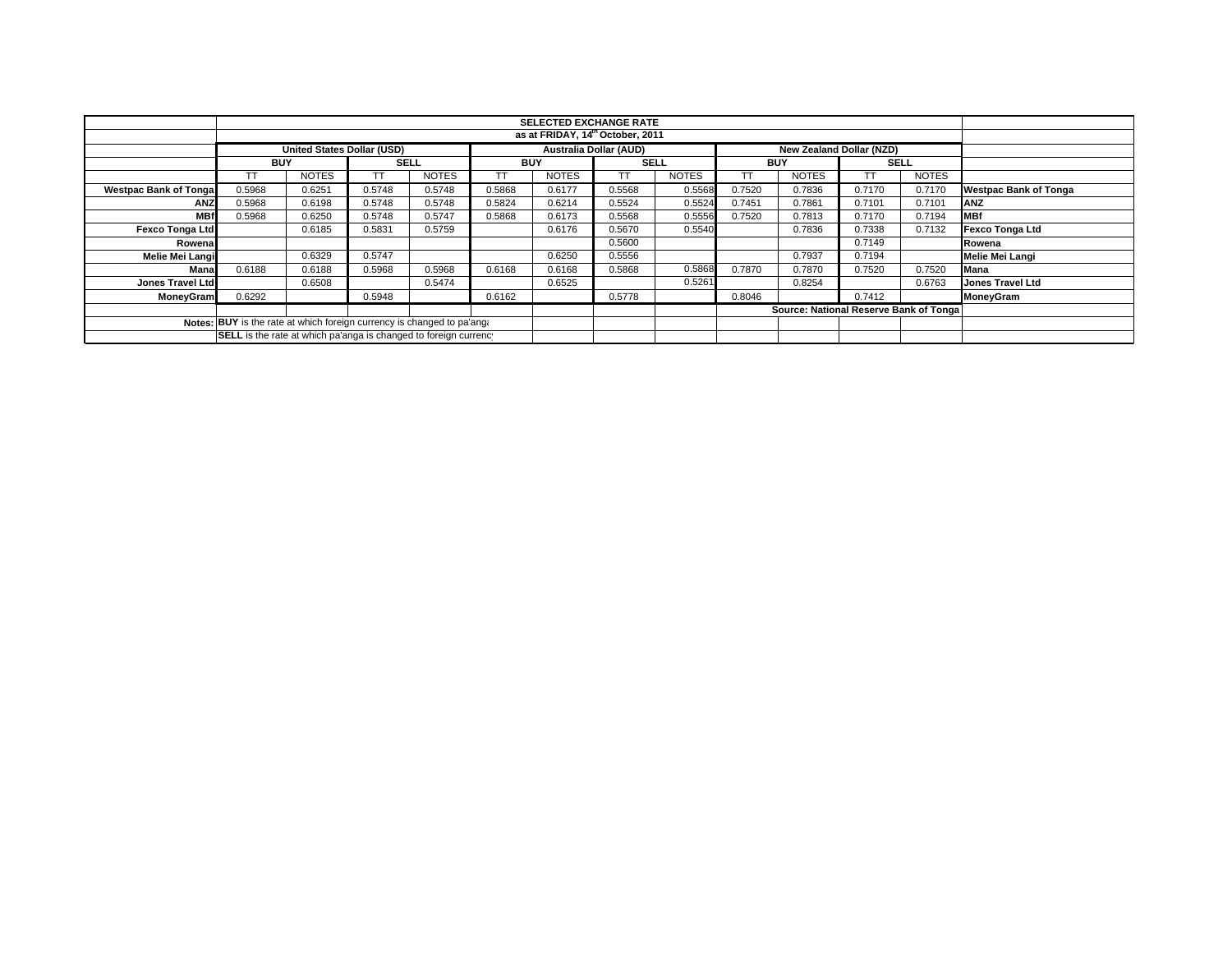| | SELECTED EXCHANGE RATE | | | | | | | | | | | | |
|---|---|---|---|---|---|---|---|---|---|---|---|---|---|
| | as at FRIDAY, 14th October, 2011 | | | | | | | | | | | | |
| | United States Dollar (USD) | | | | Australia Dollar (AUD) | | | | New Zealand Dollar (NZD) | | | | |
| | BUY | | SELL | | BUY | | SELL | | BUY | | SELL | | |
| | TT | NOTES | TT | NOTES | TT | NOTES | TT | NOTES | TT | NOTES | TT | NOTES | |
| Westpac Bank of Tonga | 0.5968 | 0.6251 | 0.5748 | 0.5748 | 0.5868 | 0.6177 | 0.5568 | 0.5568 | 0.7520 | 0.7836 | 0.7170 | 0.7170 | Westpac Bank of Tonga |
| ANZ | 0.5968 | 0.6198 | 0.5748 | 0.5748 | 0.5824 | 0.6214 | 0.5524 | 0.5524 | 0.7451 | 0.7861 | 0.7101 | 0.7101 | ANZ |
| MBf | 0.5968 | 0.6250 | 0.5748 | 0.5747 | 0.5868 | 0.6173 | 0.5568 | 0.5556 | 0.7520 | 0.7813 | 0.7170 | 0.7194 | MBf |
| Fexco Tonga Ltd | | 0.6185 | 0.5831 | 0.5759 | | 0.6176 | 0.5670 | 0.5540 | | 0.7836 | 0.7338 | 0.7132 | Fexco Tonga Ltd |
| Rowena | | | | | | | 0.5600 | | | | 0.7149 | | Rowena |
| Melie Mei Langi | | 0.6329 | 0.5747 | | | 0.6250 | 0.5556 | | | 0.7937 | 0.7194 | | Melie Mei Langi |
| Mana | 0.6188 | 0.6188 | 0.5968 | 0.5968 | 0.6168 | 0.6168 | 0.5868 | 0.5868 | 0.7870 | 0.7870 | 0.7520 | 0.7520 | Mana |
| Jones Travel Ltd | | 0.6508 | | 0.5474 | | 0.6525 | | 0.5261 | | 0.8254 | | 0.6763 | Jones Travel Ltd |
| MoneyGram | 0.6292 | | 0.5948 | | 0.6162 | | 0.5778 | | 0.8046 | | 0.7412 | | MoneyGram |
| | | | | | | | | | Source: National Reserve Bank of Tonga | | | | |
| Notes: | **BUY** is the rate at which foreign currency is changed to pa'anga | | | | | | | | | | | | |
| | **SELL** is the rate at which pa'anga is changed to foreign currency | | | | | | | | | | | | |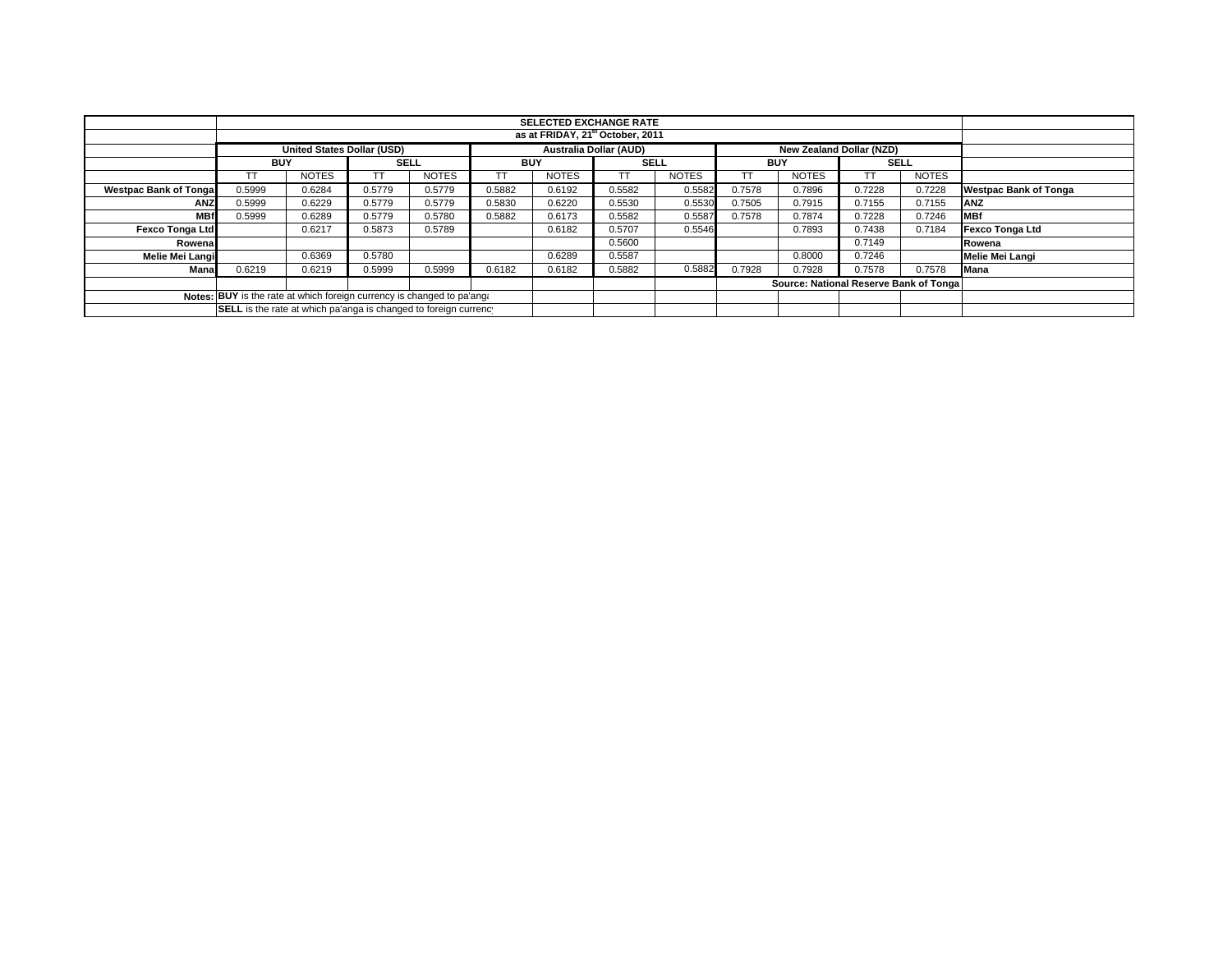| | SELECTED EXCHANGE RATE | | | | | | | | | | | | |
|---|---|---|---|---|---|---|---|---|---|---|---|---|---|
| | as at FRIDAY, 21st October, 2011 | | | | | | | | | | | | |
| | United States Dollar (USD) | | | | Australia Dollar (AUD) | | | | New Zealand Dollar (NZD) | | | | |
| | BUY | | SELL | | BUY | | SELL | | BUY | | SELL | | |
| | TT | NOTES | TT | NOTES | TT | NOTES | TT | NOTES | TT | NOTES | TT | NOTES | |
| **Westpac Bank of Tonga** | 0.5999 | 0.6284 | 0.5779 | 0.5779 | 0.5882 | 0.6192 | 0.5582 | 0.5582 | 0.7578 | 0.7896 | 0.7228 | 0.7228 | **Westpac Bank of Tonga** |
| **ANZ** | 0.5999 | 0.6229 | 0.5779 | 0.5779 | 0.5830 | 0.6220 | 0.5530 | 0.5530 | 0.7505 | 0.7915 | 0.7155 | 0.7155 | **ANZ** |
| **MBf** | 0.5999 | 0.6289 | 0.5779 | 0.5780 | 0.5882 | 0.6173 | 0.5582 | 0.5587 | 0.7578 | 0.7874 | 0.7228 | 0.7246 | **MBf** |
| **Fexco Tonga Ltd** | | 0.6217 | 0.5873 | 0.5789 | | 0.6182 | 0.5707 | 0.5546 | | 0.7893 | 0.7438 | 0.7184 | **Fexco Tonga Ltd** |
| **Rowena** | | | | | | | 0.5600 | | | | 0.7149 | | **Rowena** |
| **Melie Mei Langi** | | 0.6369 | 0.5780 | | | 0.6289 | 0.5587 | | | 0.8000 | 0.7246 | | **Melie Mei Langi** |
| **Mana** | 0.6219 | 0.6219 | 0.5999 | 0.5999 | 0.6182 | 0.6182 | 0.5882 | 0.5882 | 0.7928 | 0.7928 | 0.7578 | 0.7578 | **Mana** |
| | | | | | | | | | **Source: National Reserve Bank of Tonga** | | | | |
| **Notes:** | **BUY** is the rate at which foreign currency is changed to pa'anga | | | | | | | | | | | | |
| | **SELL** is the rate at which pa'anga is changed to foreign currency | | | | | | | | | | | | |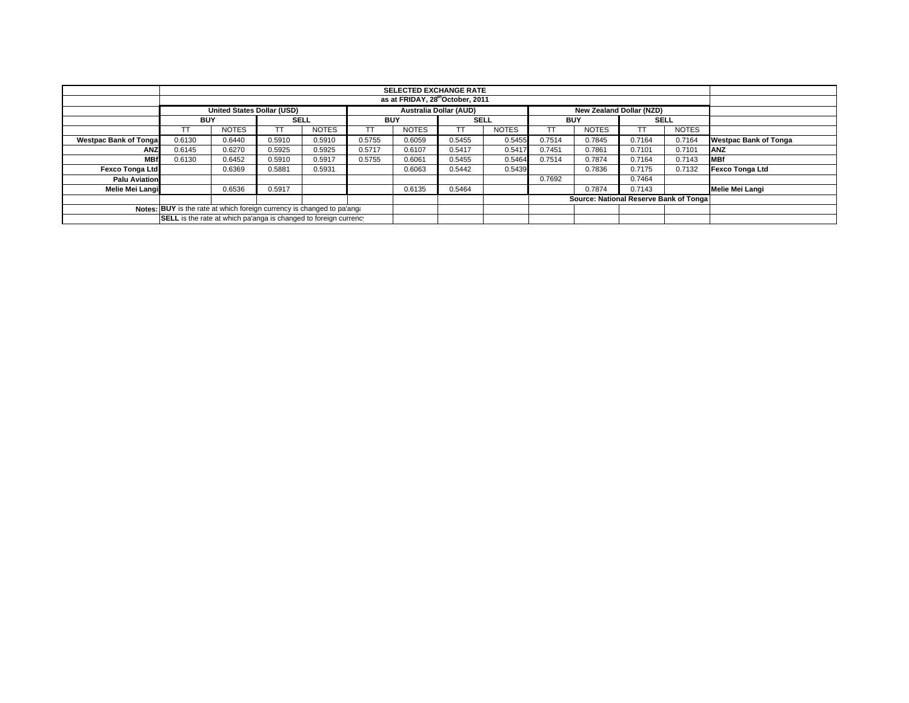| | SELECTED EXCHANGE RATE | | | | | | | | | | | | |
|---|---|---|---|---|---|---|---|---|---|---|---|---|---|
| | as at FRIDAY, 28th October, 2011 | | | | | | | | | | | | |
| | United States Dollar (USD) | | | | Australia Dollar (AUD) | | | | New Zealand Dollar (NZD) | | | | |
| | BUY | | SELL | | BUY | | SELL | | BUY | | SELL | | |
| | TT | NOTES | TT | NOTES | TT | NOTES | TT | NOTES | TT | NOTES | TT | NOTES | |
| **Westpac Bank of Tonga** | 0.6130 | 0.6440 | 0.5910 | 0.5910 | 0.5755 | 0.6059 | 0.5455 | 0.5455 | 0.7514 | 0.7845 | 0.7164 | 0.7164 | **Westpac Bank of Tonga** |
| **ANZ** | 0.6145 | 0.6270 | 0.5925 | 0.5925 | 0.5717 | 0.6107 | 0.5417 | 0.5417 | 0.7451 | 0.7861 | 0.7101 | 0.7101 | **ANZ** |
| **MBf** | 0.6130 | 0.6452 | 0.5910 | 0.5917 | 0.5755 | 0.6061 | 0.5455 | 0.5464 | 0.7514 | 0.7874 | 0.7164 | 0.7143 | **MBf** |
| **Fexco Tonga Ltd** | | 0.6369 | 0.5881 | 0.5931 | | 0.6063 | 0.5442 | 0.5439 | | 0.7836 | 0.7175 | 0.7132 | **Fexco Tonga Ltd** |
| **Palu Aviation** | | | | | | | | | 0.7692 | | 0.7464 | | |
| **Melie Mei Langi** | | 0.6536 | 0.5917 | | | 0.6135 | 0.5464 | | | 0.7874 | 0.7143 | | **Melie Mei Langi** |
| | | | | | | | | | **Source: National Reserve Bank of Tonga** | | | | |
| **Notes:** | **BUY** is the rate at which foreign currency is changed to pa'anga | | | | | | | | | | | | |
| | **SELL** is the rate at which pa'anga is changed to foreign currency | | | | | | | | | | | | |